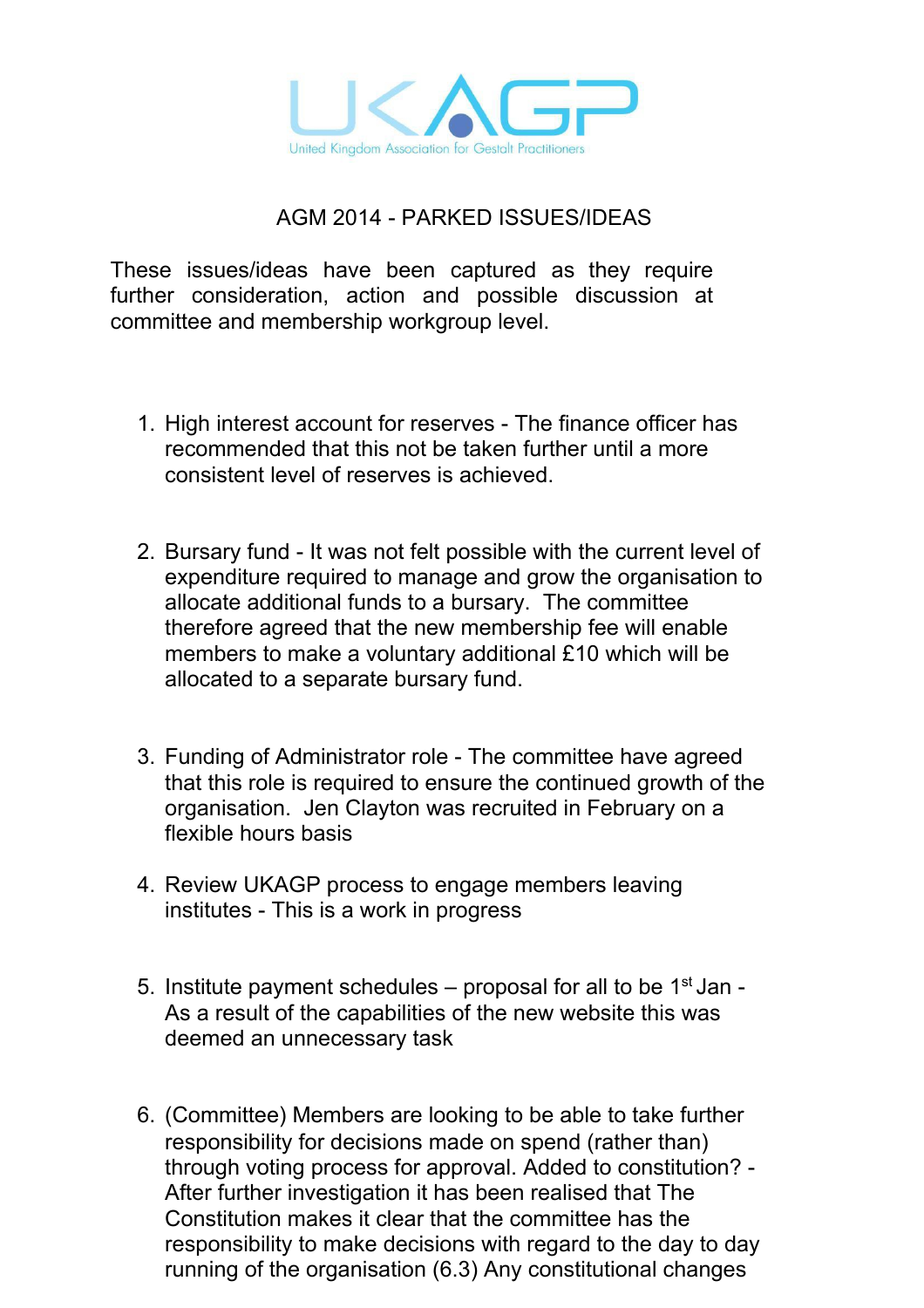UKAGP

United Kingdom Association for Gestalt Practitioners

# AGM 2014 - PARKED ISSUES/IDEAS

These issues/ideas have been captured as they require further consideration, action and possible discussion at committee and membership workgroup level.

1. High interest account for reserves - The finance officer has recommended that this not be taken further until a more consistent level of reserves is achieved.

2. Bursary fund - It was not felt possible with the current level of expenditure required to manage and grow the organisation to allocate additional funds to a bursary. The committee therefore agreed that the new membership fee will enable members to make a voluntary additional £10 which will be allocated to a separate bursary fund.

3. Funding of Administrator role - The committee have agreed that this role is required to ensure the continued growth of the organisation. Jen Clayton was recruited in February on a flexible hours basis

4. Review UKAGP process to engage members leaving institutes - This is a work in progress

5. Institute payment schedules – proposal for all to be 1st Jan - As a result of the capabilities of the new website this was deemed an unnecessary task

6. (Committee) Members are looking to be able to take further responsibility for decisions made on spend (rather than) through voting process for approval. Added to constitution? - After further investigation it has been realised that The Constitution makes it clear that the committee has the responsibility to make decisions with regard to the day to day running of the organisation (6.3) Any constitutional changes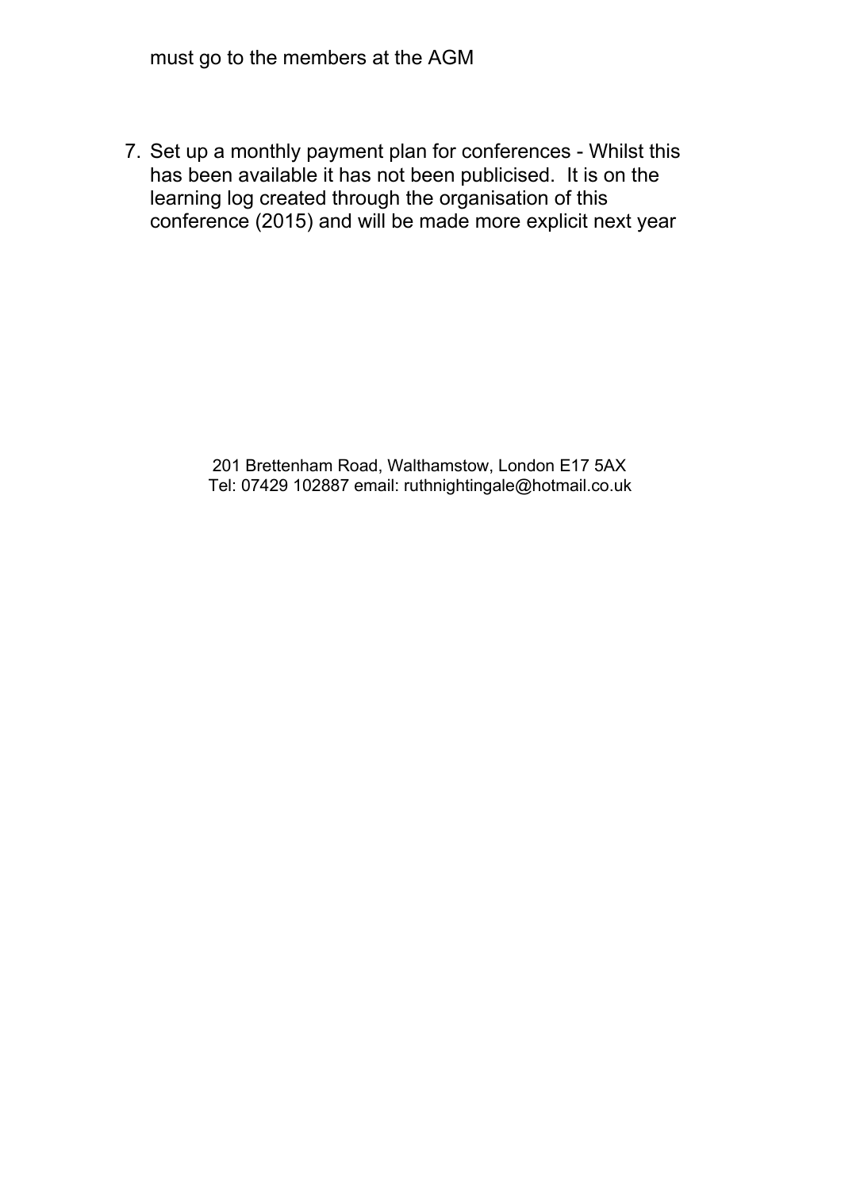must go to the members at the AGM

7. Set up a monthly payment plan for conferences - Whilst this has been available it has not been publicised. It is on the learning log created through the organisation of this conference (2015) and will be made more explicit next year

201 Brettenham Road, Walthamstow, London E17 5AX
Tel: 07429 102887 email: ruthnightingale@hotmail.co.uk